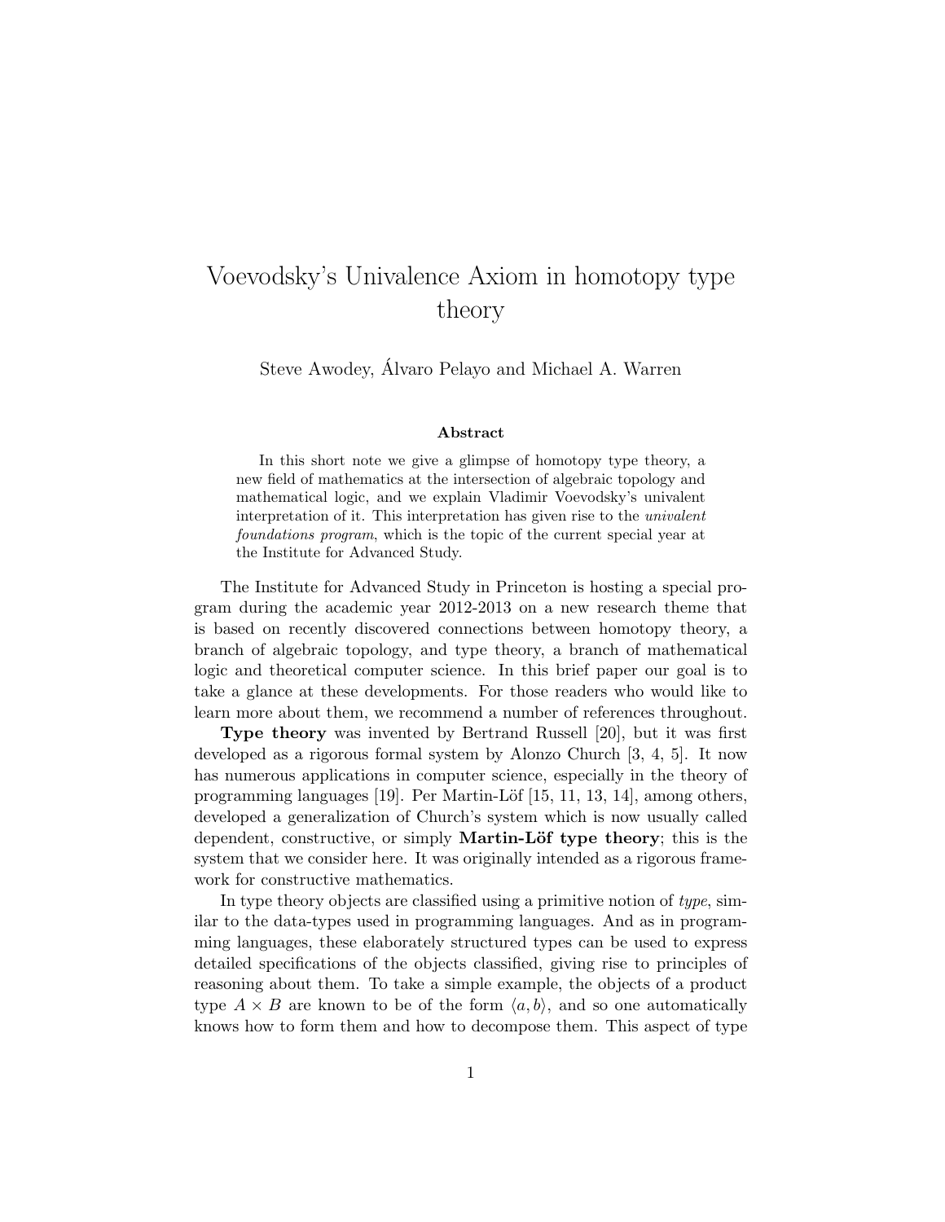# Voevodsky's Univalence Axiom in homotopy type theory

Steve Awodey, Álvaro Pelayo and Michael A. Warren

### Abstract

In this short note we give a glimpse of homotopy type theory, a new field of mathematics at the intersection of algebraic topology and mathematical logic, and we explain Vladimir Voevodsky's univalent interpretation of it. This interpretation has given rise to the *univalent foundations program*, which is the topic of the current special year at the Institute for Advanced Study.

The Institute for Advanced Study in Princeton is hosting a special program during the academic year 2012-2013 on a new research theme that is based on recently discovered connections between homotopy theory, a branch of algebraic topology, and type theory, a branch of mathematical logic and theoretical computer science. In this brief paper our goal is to take a glance at these developments. For those readers who would like to learn more about them, we recommend a number of references throughout.

**Type theory** was invented by Bertrand Russell [20], but it was first developed as a rigorous formal system by Alonzo Church [3, 4, 5]. It now has numerous applications in computer science, especially in the theory of programming languages [19]. Per Martin-Löf [15, 11, 13, 14], among others, developed a generalization of Church's system which is now usually called dependent, constructive, or simply **Martin-Löf type theory**; this is the system that we consider here. It was originally intended as a rigorous framework for constructive mathematics.

In type theory objects are classified using a primitive notion of *type*, similar to the data-types used in programming languages. And as in programming languages, these elaborately structured types can be used to express detailed specifications of the objects classified, giving rise to principles of reasoning about them. To take a simple example, the objects of a product type $A \times B$ are known to be of the form $\langle a, b \rangle$, and so one automatically knows how to form them and how to decompose them. This aspect of type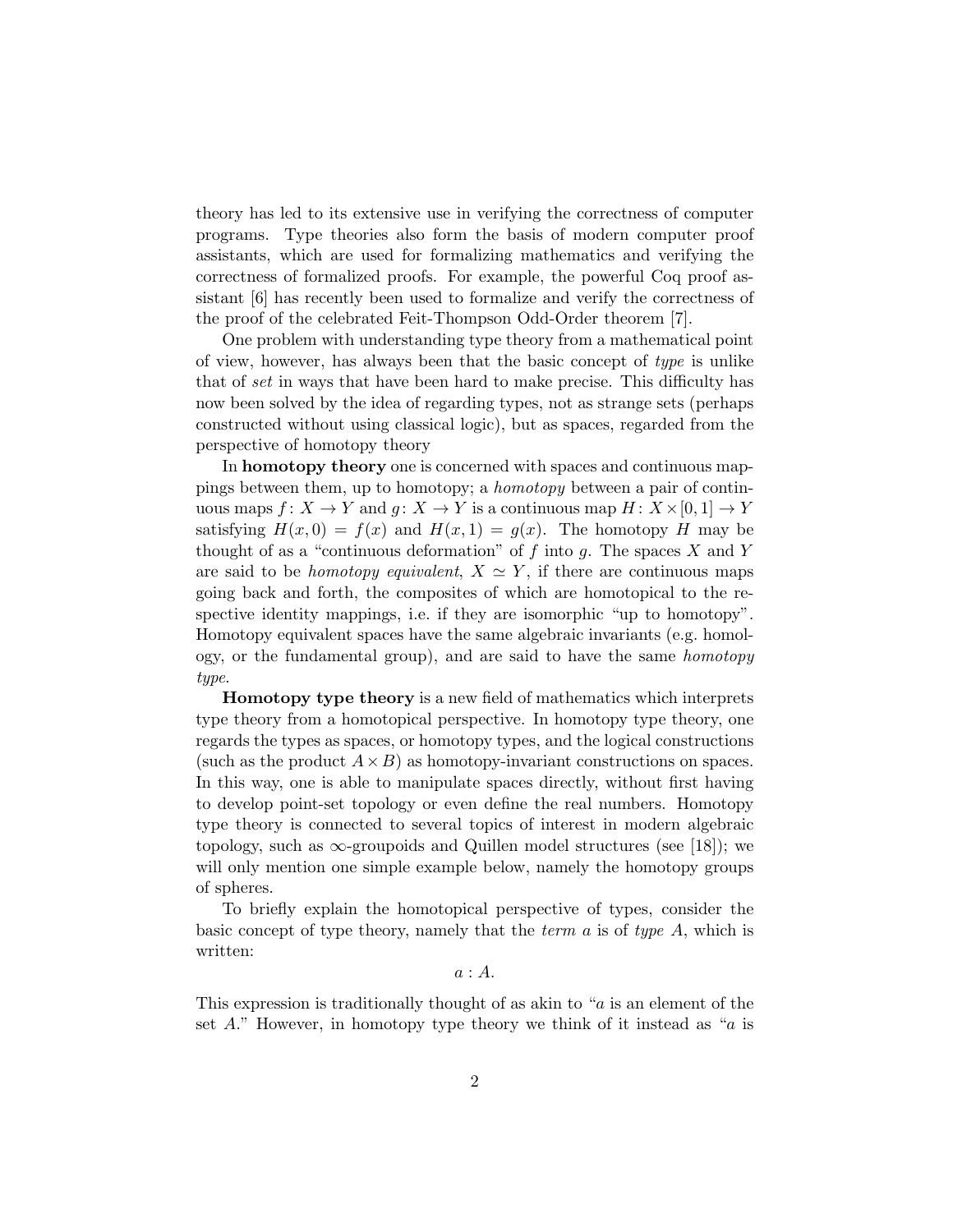theory has led to its extensive use in verifying the correctness of computer programs. Type theories also form the basis of modern computer proof assistants, which are used for formalizing mathematics and verifying the correctness of formalized proofs. For example, the powerful Coq proof assistant [6] has recently been used to formalize and verify the correctness of the proof of the celebrated Feit-Thompson Odd-Order theorem [7].

One problem with understanding type theory from a mathematical point of view, however, has always been that the basic concept of *type* is unlike that of *set* in ways that have been hard to make precise. This difficulty has now been solved by the idea of regarding types, not as strange sets (perhaps constructed without using classical logic), but as spaces, regarded from the perspective of homotopy theory

In **homotopy theory** one is concerned with spaces and continuous mappings between them, up to homotopy; a *homotopy* between a pair of continuous maps $f\colon X \to Y$ and $g\colon X \to Y$ is a continuous map $H\colon X \times [0,1] \to Y$ satisfying $H(x, 0) = f(x)$ and $H(x, 1) = g(x)$. The homotopy $H$ may be thought of as a "continuous deformation" of $f$ into $g$. The spaces $X$ and $Y$ are said to be *homotopy equivalent*, $X \simeq Y$, if there are continuous maps going back and forth, the composites of which are homotopical to the respective identity mappings, i.e. if they are isomorphic "up to homotopy". Homotopy equivalent spaces have the same algebraic invariants (e.g. homology, or the fundamental group), and are said to have the same *homotopy type*.

**Homotopy type theory** is a new field of mathematics which interprets type theory from a homotopical perspective. In homotopy type theory, one regards the types as spaces, or homotopy types, and the logical constructions (such as the product $A \times B$) as homotopy-invariant constructions on spaces. In this way, one is able to manipulate spaces directly, without first having to develop point-set topology or even define the real numbers. Homotopy type theory is connected to several topics of interest in modern algebraic topology, such as $\infty$-groupoids and Quillen model structures (see [18]); we will only mention one simple example below, namely the homotopy groups of spheres.

To briefly explain the homotopical perspective of types, consider the basic concept of type theory, namely that the *term* $a$ is of *type* $A$, which is written:

$$a : A.$$

This expression is traditionally thought of as akin to "$a$ is an element of the set $A$." However, in homotopy type theory we think of it instead as "$a$ is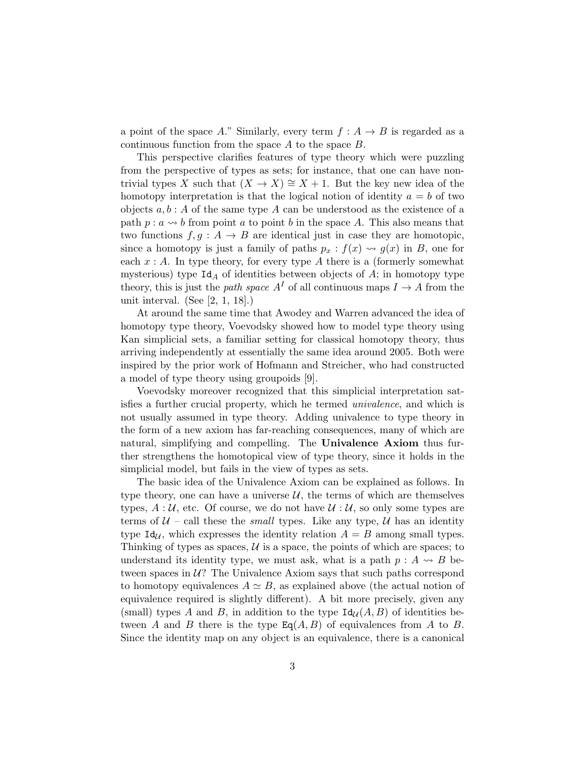a point of the space $A$." Similarly, every term $f : A \to B$ is regarded as a continuous function from the space $A$ to the space $B$.

This perspective clarifies features of type theory which were puzzling from the perspective of types as sets; for instance, that one can have non-trivial types $X$ such that $(X \to X) \cong X + 1$. But the key new idea of the homotopy interpretation is that the logical notion of identity $a = b$ of two objects $a, b : A$ of the same type $A$ can be understood as the existence of a path $p : a \rightsquigarrow b$ from point $a$ to point $b$ in the space $A$. This also means that two functions $f, g : A \to B$ are identical just in case they are homotopic, since a homotopy is just a family of paths $p_x : f(x) \rightsquigarrow g(x)$ in $B$, one for each $x : A$. In type theory, for every type $A$ there is a (formerly somewhat mysterious) type $\mathtt{Id}_A$ of identities between objects of $A$; in homotopy type theory, this is just the *path space* $A^I$ of all continuous maps $I \to A$ from the unit interval. (See [2, 1, 18].)

At around the same time that Awodey and Warren advanced the idea of homotopy type theory, Voevodsky showed how to model type theory using Kan simplicial sets, a familiar setting for classical homotopy theory, thus arriving independently at essentially the same idea around 2005. Both were inspired by the prior work of Hofmann and Streicher, who had constructed a model of type theory using groupoids [9].

Voevodsky moreover recognized that this simplicial interpretation satisfies a further crucial property, which he termed *univalence*, and which is not usually assumed in type theory. Adding univalence to type theory in the form of a new axiom has far-reaching consequences, many of which are natural, simplifying and compelling. The **Univalence Axiom** thus further strengthens the homotopical view of type theory, since it holds in the simplicial model, but fails in the view of types as sets.

The basic idea of the Univalence Axiom can be explained as follows. In type theory, one can have a universe $\mathcal{U}$, the terms of which are themselves types, $A : \mathcal{U}$, etc. Of course, we do not have $\mathcal{U} : \mathcal{U}$, so only some types are terms of $\mathcal{U}$ – call these the *small* types. Like any type, $\mathcal{U}$ has an identity type $\mathtt{Id}_{\mathcal{U}}$, which expresses the identity relation $A = B$ among small types. Thinking of types as spaces, $\mathcal{U}$ is a space, the points of which are spaces; to understand its identity type, we must ask, what is a path $p : A \rightsquigarrow B$ between spaces in $\mathcal{U}$? The Univalence Axiom says that such paths correspond to homotopy equivalences $A \simeq B$, as explained above (the actual notion of equivalence required is slightly different). A bit more precisely, given any (small) types $A$ and $B$, in addition to the type $\mathtt{Id}_{\mathcal{U}}(A, B)$ of identities between $A$ and $B$ there is the type $\mathtt{Eq}(A, B)$ of equivalences from $A$ to $B$. Since the identity map on any object is an equivalence, there is a canonical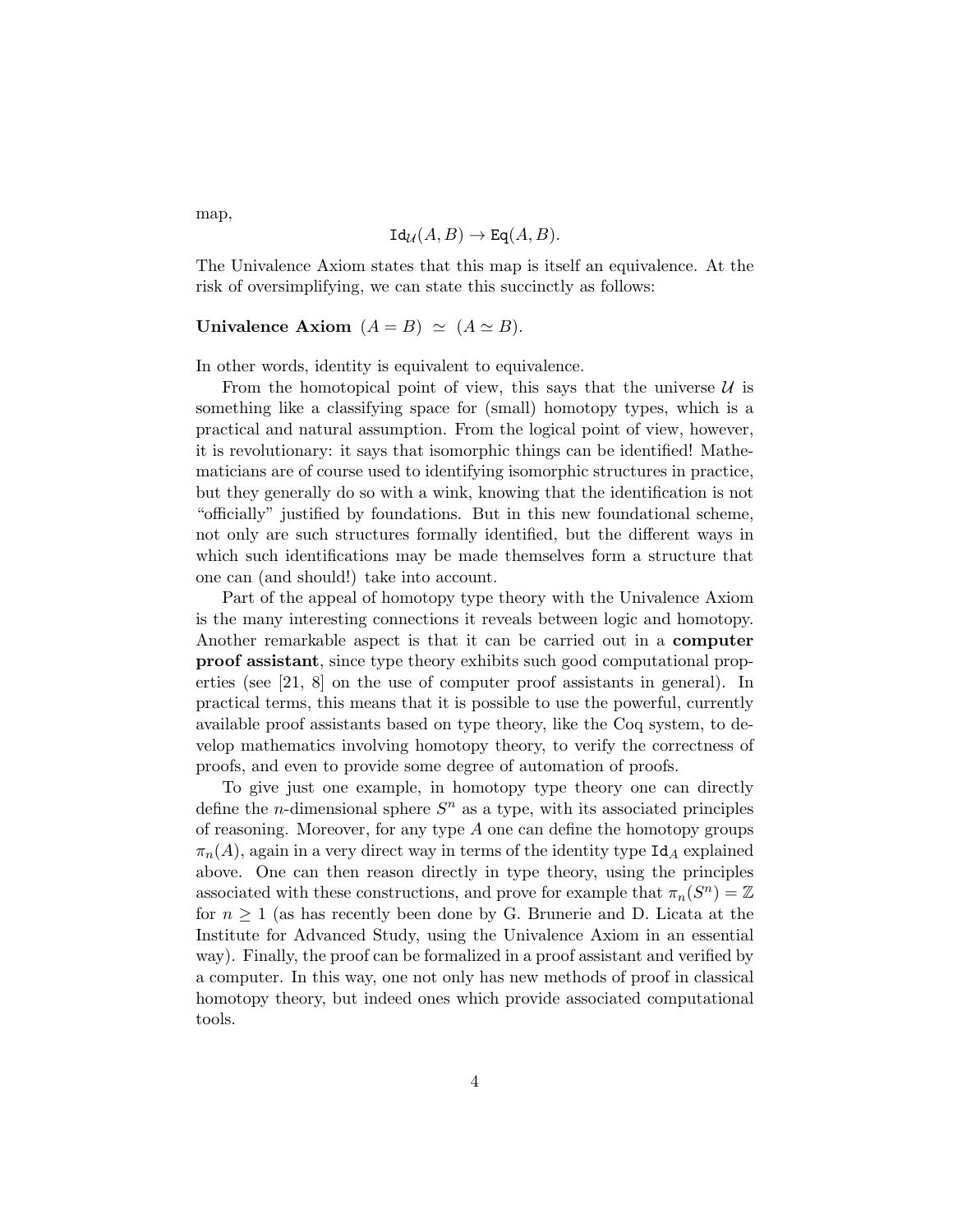map,

$$\mathtt{Id}_{\mathcal{U}}(A, B) \to \mathtt{Eq}(A, B).$$

The Univalence Axiom states that this map is itself an equivalence. At the risk of oversimplifying, we can state this succinctly as follows:

**Univalence Axiom** $(A = B) \; \simeq \; (A \simeq B)$.

In other words, identity is equivalent to equivalence.

From the homotopical point of view, this says that the universe $\mathcal{U}$ is something like a classifying space for (small) homotopy types, which is a practical and natural assumption. From the logical point of view, however, it is revolutionary: it says that isomorphic things can be identified! Mathematicians are of course used to identifying isomorphic structures in practice, but they generally do so with a wink, knowing that the identification is not "officially" justified by foundations. But in this new foundational scheme, not only are such structures formally identified, but the different ways in which such identifications may be made themselves form a structure that one can (and should!) take into account.

Part of the appeal of homotopy type theory with the Univalence Axiom is the many interesting connections it reveals between logic and homotopy. Another remarkable aspect is that it can be carried out in a **computer proof assistant**, since type theory exhibits such good computational properties (see [21, 8] on the use of computer proof assistants in general). In practical terms, this means that it is possible to use the powerful, currently available proof assistants based on type theory, like the Coq system, to develop mathematics involving homotopy theory, to verify the correctness of proofs, and even to provide some degree of automation of proofs.

To give just one example, in homotopy type theory one can directly define the $n$-dimensional sphere $S^n$ as a type, with its associated principles of reasoning. Moreover, for any type $A$ one can define the homotopy groups $\pi_n(A)$, again in a very direct way in terms of the identity type $\mathtt{Id}_A$ explained above. One can then reason directly in type theory, using the principles associated with these constructions, and prove for example that $\pi_n(S^n) = \mathbb{Z}$ for $n \geq 1$ (as has recently been done by G. Brunerie and D. Licata at the Institute for Advanced Study, using the Univalence Axiom in an essential way). Finally, the proof can be formalized in a proof assistant and verified by a computer. In this way, one not only has new methods of proof in classical homotopy theory, but indeed ones which provide associated computational tools.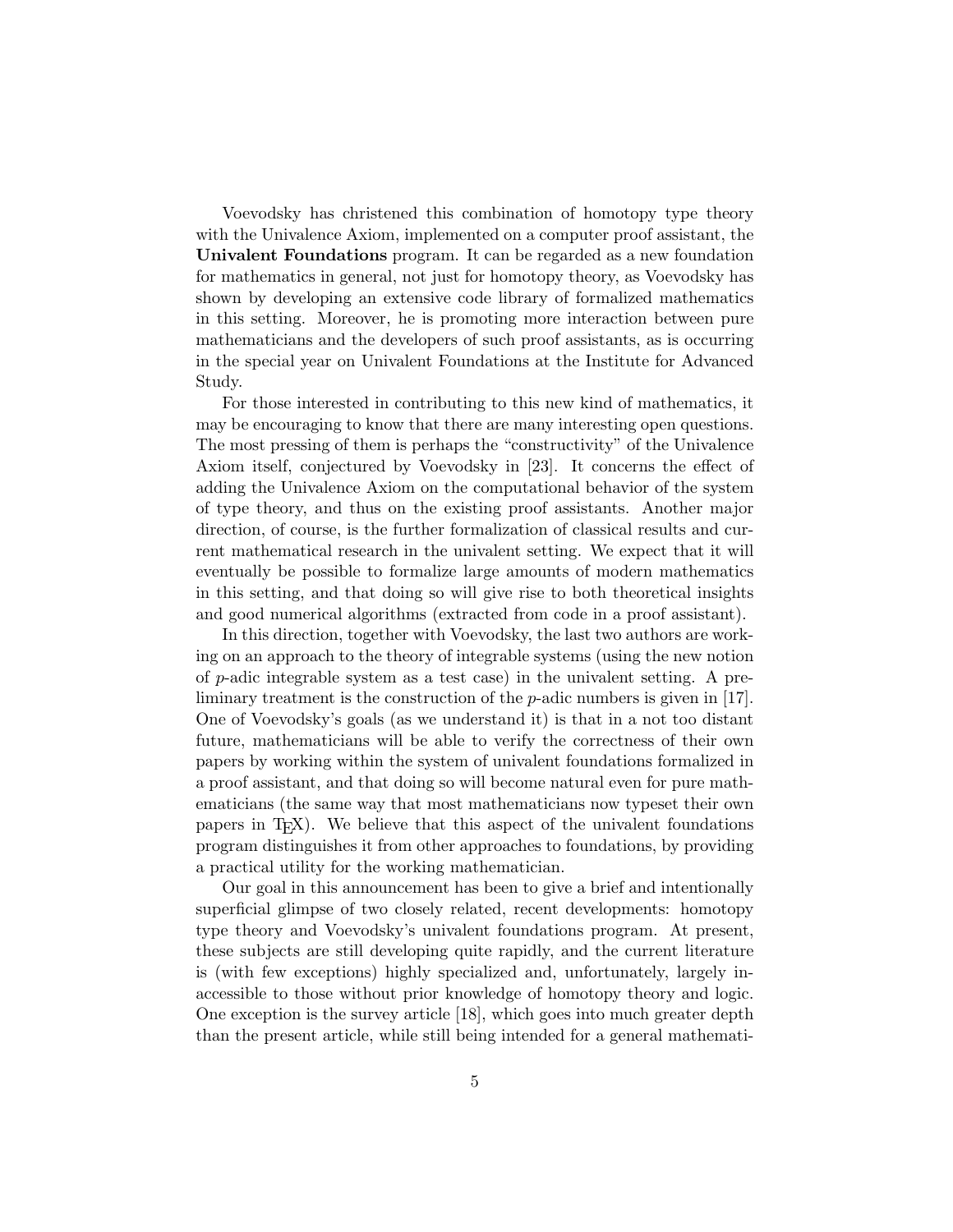Voevodsky has christened this combination of homotopy type theory with the Univalence Axiom, implemented on a computer proof assistant, the **Univalent Foundations** program. It can be regarded as a new foundation for mathematics in general, not just for homotopy theory, as Voevodsky has shown by developing an extensive code library of formalized mathematics in this setting. Moreover, he is promoting more interaction between pure mathematicians and the developers of such proof assistants, as is occurring in the special year on Univalent Foundations at the Institute for Advanced Study.

For those interested in contributing to this new kind of mathematics, it may be encouraging to know that there are many interesting open questions. The most pressing of them is perhaps the "constructivity" of the Univalence Axiom itself, conjectured by Voevodsky in [23]. It concerns the effect of adding the Univalence Axiom on the computational behavior of the system of type theory, and thus on the existing proof assistants. Another major direction, of course, is the further formalization of classical results and current mathematical research in the univalent setting. We expect that it will eventually be possible to formalize large amounts of modern mathematics in this setting, and that doing so will give rise to both theoretical insights and good numerical algorithms (extracted from code in a proof assistant).

In this direction, together with Voevodsky, the last two authors are working on an approach to the theory of integrable systems (using the new notion of $p$-adic integrable system as a test case) in the univalent setting. A preliminary treatment is the construction of the $p$-adic numbers is given in [17]. One of Voevodsky's goals (as we understand it) is that in a not too distant future, mathematicians will be able to verify the correctness of their own papers by working within the system of univalent foundations formalized in a proof assistant, and that doing so will become natural even for pure mathematicians (the same way that most mathematicians now typeset their own papers in TEX). We believe that this aspect of the univalent foundations program distinguishes it from other approaches to foundations, by providing a practical utility for the working mathematician.

Our goal in this announcement has been to give a brief and intentionally superficial glimpse of two closely related, recent developments: homotopy type theory and Voevodsky's univalent foundations program. At present, these subjects are still developing quite rapidly, and the current literature is (with few exceptions) highly specialized and, unfortunately, largely inaccessible to those without prior knowledge of homotopy theory and logic. One exception is the survey article [18], which goes into much greater depth than the present article, while still being intended for a general mathemati-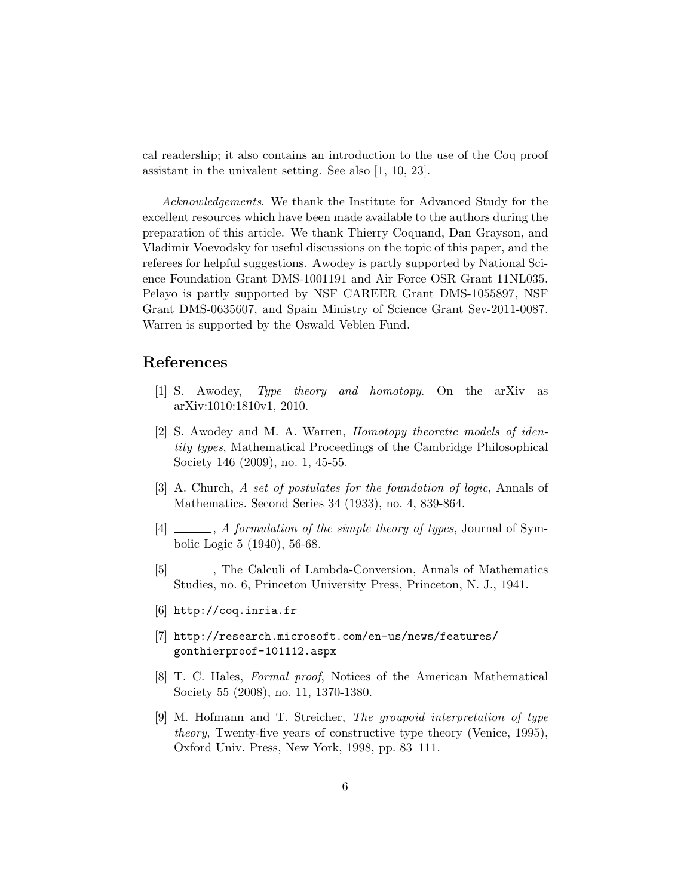cal readership; it also contains an introduction to the use of the Coq proof assistant in the univalent setting. See also [1, 10, 23].

*Acknowledgements*. We thank the Institute for Advanced Study for the excellent resources which have been made available to the authors during the preparation of this article. We thank Thierry Coquand, Dan Grayson, and Vladimir Voevodsky for useful discussions on the topic of this paper, and the referees for helpful suggestions. Awodey is partly supported by National Science Foundation Grant DMS-1001191 and Air Force OSR Grant 11NL035. Pelayo is partly supported by NSF CAREER Grant DMS-1055897, NSF Grant DMS-0635607, and Spain Ministry of Science Grant Sev-2011-0087. Warren is supported by the Oswald Veblen Fund.

## References

[1] S. Awodey, *Type theory and homotopy*. On the arXiv as arXiv:1010:1810v1, 2010.

[2] S. Awodey and M. A. Warren, *Homotopy theoretic models of identity types*, Mathematical Proceedings of the Cambridge Philosophical Society 146 (2009), no. 1, 45-55.

[3] A. Church, *A set of postulates for the foundation of logic*, Annals of Mathematics. Second Series 34 (1933), no. 4, 839-864.

[4] ______, *A formulation of the simple theory of types*, Journal of Symbolic Logic 5 (1940), 56-68.

[5] ______, The Calculi of Lambda-Conversion, Annals of Mathematics Studies, no. 6, Princeton University Press, Princeton, N. J., 1941.

[6] `http://coq.inria.fr`

[7] `http://research.microsoft.com/en-us/news/features/gonthierproof-101112.aspx`

[8] T. C. Hales, *Formal proof*, Notices of the American Mathematical Society 55 (2008), no. 11, 1370-1380.

[9] M. Hofmann and T. Streicher, *The groupoid interpretation of type theory*, Twenty-five years of constructive type theory (Venice, 1995), Oxford Univ. Press, New York, 1998, pp. 83–111.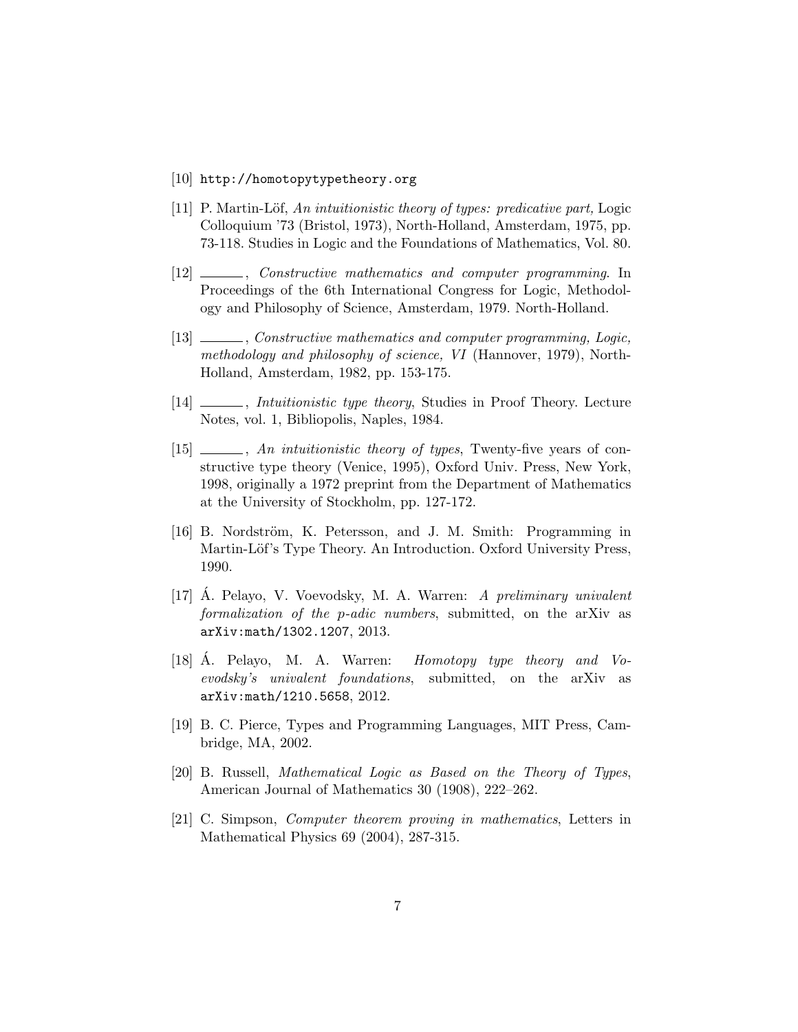[10] `http://homotopytypetheory.org`

[11] P. Martin-Löf, *An intuitionistic theory of types: predicative part,* Logic Colloquium '73 (Bristol, 1973), North-Holland, Amsterdam, 1975, pp. 73-118. Studies in Logic and the Foundations of Mathematics, Vol. 80.

[12] ______, *Constructive mathematics and computer programming*. In Proceedings of the 6th International Congress for Logic, Methodology and Philosophy of Science, Amsterdam, 1979. North-Holland.

[13] ______, *Constructive mathematics and computer programming, Logic, methodology and philosophy of science, VI* (Hannover, 1979), North-Holland, Amsterdam, 1982, pp. 153-175.

[14] ______, *Intuitionistic type theory*, Studies in Proof Theory. Lecture Notes, vol. 1, Bibliopolis, Naples, 1984.

[15] ______, *An intuitionistic theory of types*, Twenty-five years of constructive type theory (Venice, 1995), Oxford Univ. Press, New York, 1998, originally a 1972 preprint from the Department of Mathematics at the University of Stockholm, pp. 127-172.

[16] B. Nordström, K. Petersson, and J. M. Smith: Programming in Martin-Löf's Type Theory. An Introduction. Oxford University Press, 1990.

[17] Á. Pelayo, V. Voevodsky, M. A. Warren: *A preliminary univalent formalization of the p-adic numbers*, submitted, on the arXiv as `arXiv:math/1302.1207`, 2013.

[18] Á. Pelayo, M. A. Warren: *Homotopy type theory and Voevodsky's univalent foundations*, submitted, on the arXiv as `arXiv:math/1210.5658`, 2012.

[19] B. C. Pierce, Types and Programming Languages, MIT Press, Cambridge, MA, 2002.

[20] B. Russell, *Mathematical Logic as Based on the Theory of Types*, American Journal of Mathematics 30 (1908), 222–262.

[21] C. Simpson, *Computer theorem proving in mathematics*, Letters in Mathematical Physics 69 (2004), 287-315.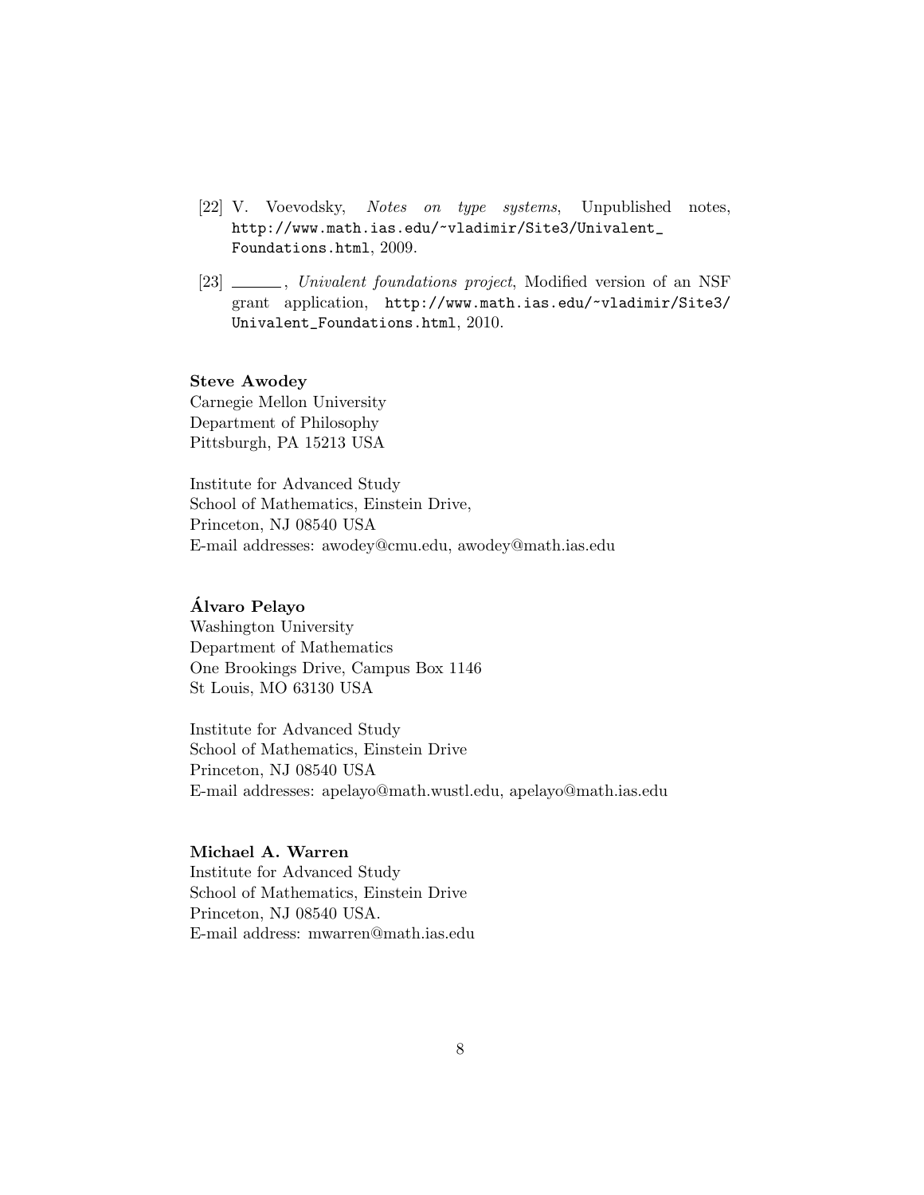[22] V. Voevodsky, *Notes on type systems*, Unpublished notes, http://www.math.ias.edu/~vladimir/Site3/Univalent_Foundations.html, 2009.

[23] ———, *Univalent foundations project*, Modified version of an NSF grant application, http://www.math.ias.edu/~vladimir/Site3/Univalent_Foundations.html, 2010.

**Steve Awodey**
Carnegie Mellon University
Department of Philosophy
Pittsburgh, PA 15213 USA

Institute for Advanced Study
School of Mathematics, Einstein Drive,
Princeton, NJ 08540 USA
E-mail addresses: awodey@cmu.edu, awodey@math.ias.edu

**Álvaro Pelayo**
Washington University
Department of Mathematics
One Brookings Drive, Campus Box 1146
St Louis, MO 63130 USA

Institute for Advanced Study
School of Mathematics, Einstein Drive
Princeton, NJ 08540 USA
E-mail addresses: apelayo@math.wustl.edu, apelayo@math.ias.edu

**Michael A. Warren**
Institute for Advanced Study
School of Mathematics, Einstein Drive
Princeton, NJ 08540 USA.
E-mail address: mwarren@math.ias.edu